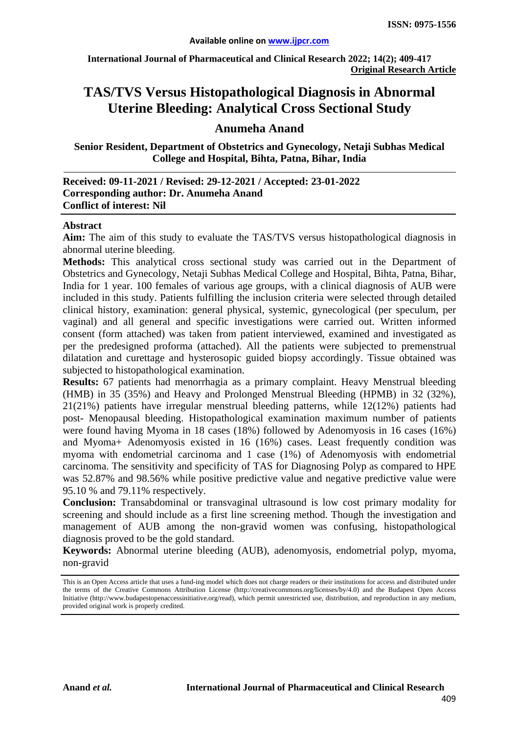**ISSN: 0975-1556**

**Available online on www.ijpcr.com**

**International Journal of Pharmaceutical and Clinical Research 2022; 14(2); 409-417**
**Original Research Article**

# TAS/TVS Versus Histopathological Diagnosis in Abnormal Uterine Bleeding: Analytical Cross Sectional Study

## Anumeha Anand

**Senior Resident, Department of Obstetrics and Gynecology, Netaji Subhas Medical College and Hospital, Bihta, Patna, Bihar, India**

**Received: 09-11-2021 / Revised: 29-12-2021 / Accepted: 23-01-2022**
**Corresponding author: Dr. Anumeha Anand**
**Conflict of interest: Nil**

### Abstract

**Aim:** The aim of this study to evaluate the TAS/TVS versus histopathological diagnosis in abnormal uterine bleeding.

**Methods:** This analytical cross sectional study was carried out in the Department of Obstetrics and Gynecology, Netaji Subhas Medical College and Hospital, Bihta, Patna, Bihar, India for 1 year. 100 females of various age groups, with a clinical diagnosis of AUB were included in this study. Patients fulfilling the inclusion criteria were selected through detailed clinical history, examination: general physical, systemic, gynecological (per speculum, per vaginal) and all general and specific investigations were carried out. Written informed consent (form attached) was taken from patient interviewed, examined and investigated as per the predesigned proforma (attached). All the patients were subjected to premenstrual dilatation and curettage and hysterosopic guided biopsy accordingly. Tissue obtained was subjected to histopathological examination.

**Results:** 67 patients had menorrhagia as a primary complaint. Heavy Menstrual bleeding (HMB) in 35 (35%) and Heavy and Prolonged Menstrual Bleeding (HPMB) in 32 (32%), 21(21%) patients have irregular menstrual bleeding patterns, while 12(12%) patients had post- Menopausal bleeding. Histopathological examination maximum number of patients were found having Myoma in 18 cases (18%) followed by Adenomyosis in 16 cases (16%) and Myoma+ Adenomyosis existed in 16 (16%) cases. Least frequently condition was myoma with endometrial carcinoma and 1 case (1%) of Adenomyosis with endometrial carcinoma. The sensitivity and specificity of TAS for Diagnosing Polyp as compared to HPE was 52.87% and 98.56% while positive predictive value and negative predictive value were 95.10 % and 79.11% respectively.

**Conclusion:** Transabdominal or transvaginal ultrasound is low cost primary modality for screening and should include as a first line screening method. Though the investigation and management of AUB among the non-gravid women was confusing, histopathological diagnosis proved to be the gold standard.

**Keywords:** Abnormal uterine bleeding (AUB), adenomyosis, endometrial polyp, myoma, non-gravid

This is an Open Access article that uses a fund-ing model which does not charge readers or their institutions for access and distributed under the terms of the Creative Commons Attribution License (http://creativecommons.org/licenses/by/4.0) and the Budapest Open Access Initiative (http://www.budapestopenaccessinitiative.org/read), which permit unrestricted use, distribution, and reproduction in any medium, provided original work is properly credited.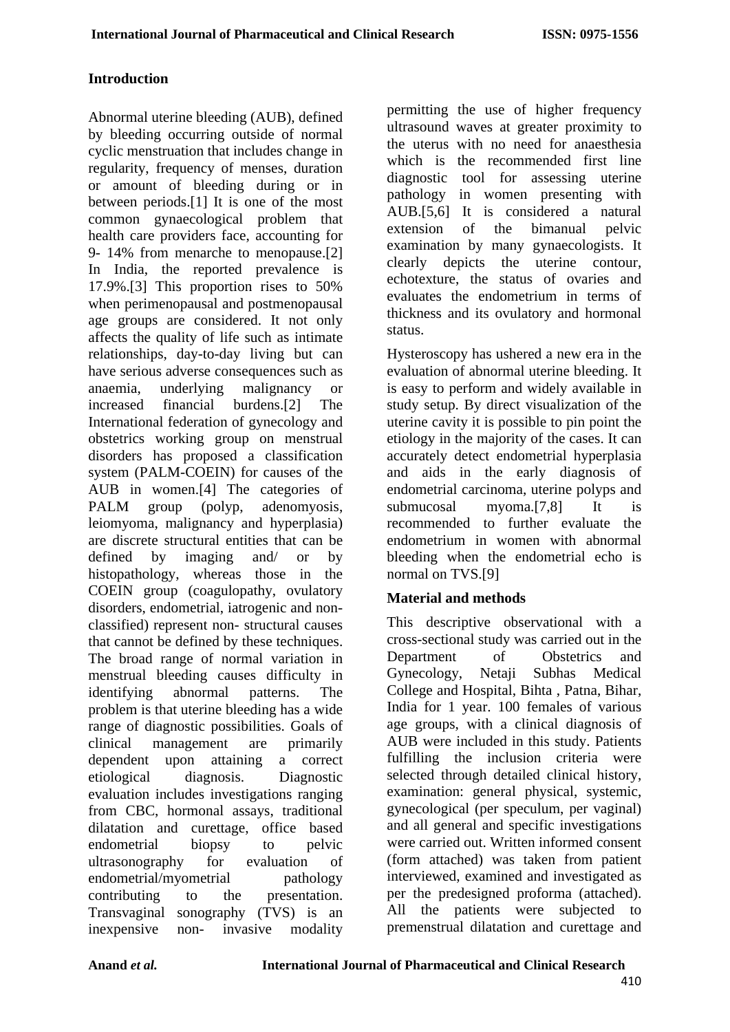## Introduction

Abnormal uterine bleeding (AUB), defined by bleeding occurring outside of normal cyclic menstruation that includes change in regularity, frequency of menses, duration or amount of bleeding during or in between periods.[1] It is one of the most common gynaecological problem that health care providers face, accounting for 9- 14% from menarche to menopause.[2] In India, the reported prevalence is 17.9%.[3] This proportion rises to 50% when perimenopausal and postmenopausal age groups are considered. It not only affects the quality of life such as intimate relationships, day-to-day living but can have serious adverse consequences such as anaemia, underlying malignancy or increased financial burdens.[2] The International federation of gynecology and obstetrics working group on menstrual disorders has proposed a classification system (PALM-COEIN) for causes of the AUB in women.[4] The categories of PALM group (polyp, adenomyosis, leiomyoma, malignancy and hyperplasia) are discrete structural entities that can be defined by imaging and/ or by histopathology, whereas those in the COEIN group (coagulopathy, ovulatory disorders, endometrial, iatrogenic and non-classified) represent non- structural causes that cannot be defined by these techniques. The broad range of normal variation in menstrual bleeding causes difficulty in identifying abnormal patterns. The problem is that uterine bleeding has a wide range of diagnostic possibilities. Goals of clinical management are primarily dependent upon attaining a correct etiological diagnosis. Diagnostic evaluation includes investigations ranging from CBC, hormonal assays, traditional dilatation and curettage, office based endometrial biopsy to pelvic ultrasonography for evaluation of endometrial/myometrial pathology contributing to the presentation. Transvaginal sonography (TVS) is an inexpensive non- invasive modality permitting the use of higher frequency ultrasound waves at greater proximity to the uterus with no need for anaesthesia which is the recommended first line diagnostic tool for assessing uterine pathology in women presenting with AUB.[5,6] It is considered a natural extension of the bimanual pelvic examination by many gynaecologists. It clearly depicts the uterine contour, echotexture, the status of ovaries and evaluates the endometrium in terms of thickness and its ovulatory and hormonal status.

Hysteroscopy has ushered a new era in the evaluation of abnormal uterine bleeding. It is easy to perform and widely available in study setup. By direct visualization of the uterine cavity it is possible to pin point the etiology in the majority of the cases. It can accurately detect endometrial hyperplasia and aids in the early diagnosis of endometrial carcinoma, uterine polyps and submucosal myoma.[7,8] It is recommended to further evaluate the endometrium in women with abnormal bleeding when the endometrial echo is normal on TVS.[9]

## Material and methods

This descriptive observational with a cross-sectional study was carried out in the Department of Obstetrics and Gynecology, Netaji Subhas Medical College and Hospital, Bihta , Patna, Bihar, India for 1 year. 100 females of various age groups, with a clinical diagnosis of AUB were included in this study. Patients fulfilling the inclusion criteria were selected through detailed clinical history, examination: general physical, systemic, gynecological (per speculum, per vaginal) and all general and specific investigations were carried out. Written informed consent (form attached) was taken from patient interviewed, examined and investigated as per the predesigned proforma (attached). All the patients were subjected to premenstrual dilatation and curettage and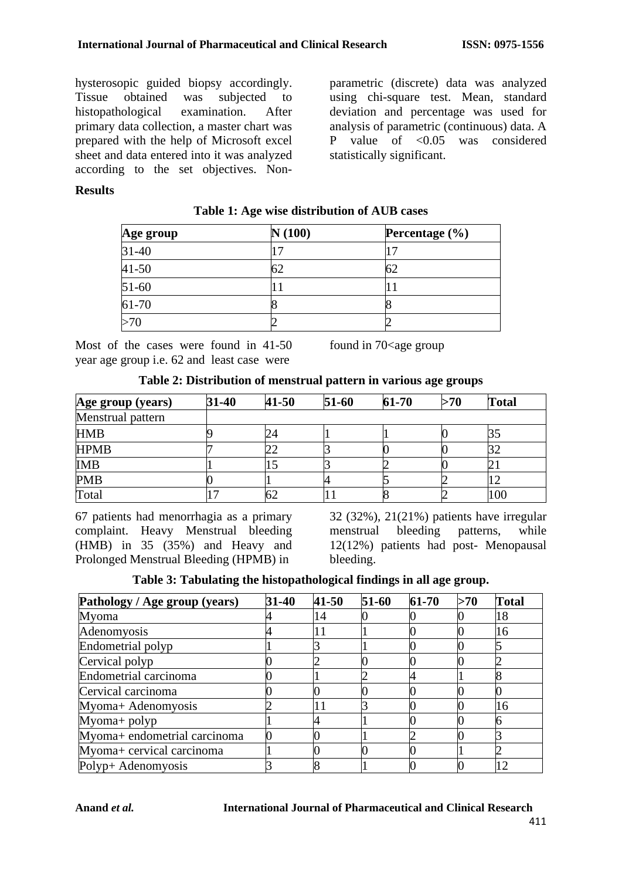hysterosopic guided biopsy accordingly. Tissue obtained was subjected to histopathological examination. After primary data collection, a master chart was prepared with the help of Microsoft excel sheet and data entered into it was analyzed according to the set objectives. Non-parametric (discrete) data was analyzed using chi-square test. Mean, standard deviation and percentage was used for analysis of parametric (continuous) data. A P value of <0.05 was considered statistically significant.

**Results**

**Table 1: Age wise distribution of AUB cases**

| Age group | N (100) | Percentage (%) |
|---|---|---|
| 31-40 | 17 | 17 |
| 41-50 | 62 | 62 |
| 51-60 | 11 | 11 |
| 61-70 | 8 | 8 |
| >70 | 2 | 2 |

Most of the cases were found in 41-50 year age group i.e. 62 and least case were found in 70<age group

**Table 2: Distribution of menstrual pattern in various age groups**

| Age group (years) | 31-40 | 41-50 | 51-60 | 61-70 | >70 | Total |
|---|---|---|---|---|---|---|
| Menstrual pattern | | | | | | |
| HMB | 9 | 24 | 1 | 1 | 0 | 35 |
| HPMB | 7 | 22 | 3 | 0 | 0 | 32 |
| IMB | 1 | 15 | 3 | 2 | 0 | 21 |
| PMB | 0 | 1 | 4 | 5 | 2 | 12 |
| Total | 17 | 62 | 11 | 8 | 2 | 100 |

67 patients had menorrhagia as a primary complaint. Heavy Menstrual bleeding (HMB) in 35 (35%) and Heavy and Prolonged Menstrual Bleeding (HPMB) in 32 (32%), 21(21%) patients have irregular menstrual bleeding patterns, while 12(12%) patients had post- Menopausal bleeding.

**Table 3: Tabulating the histopathological findings in all age group.**

| Pathology / Age group (years) | 31-40 | 41-50 | 51-60 | 61-70 | >70 | Total |
|---|---|---|---|---|---|---|
| Myoma | 4 | 14 | 0 | 0 | 0 | 18 |
| Adenomyosis | 4 | 11 | 1 | 0 | 0 | 16 |
| Endometrial polyp | 1 | 3 | 1 | 0 | 0 | 5 |
| Cervical polyp | 0 | 2 | 0 | 0 | 0 | 2 |
| Endometrial carcinoma | 0 | 1 | 2 | 4 | 1 | 8 |
| Cervical carcinoma | 0 | 0 | 0 | 0 | 0 | 0 |
| Myoma+ Adenomyosis | 2 | 11 | 3 | 0 | 0 | 16 |
| Myoma+ polyp | 1 | 4 | 1 | 0 | 0 | 6 |
| Myoma+ endometrial carcinoma | 0 | 0 | 1 | 2 | 0 | 3 |
| Myoma+ cervical carcinoma | 1 | 0 | 0 | 0 | 1 | 2 |
| Polyp+ Adenomyosis | 3 | 8 | 1 | 0 | 0 | 12 |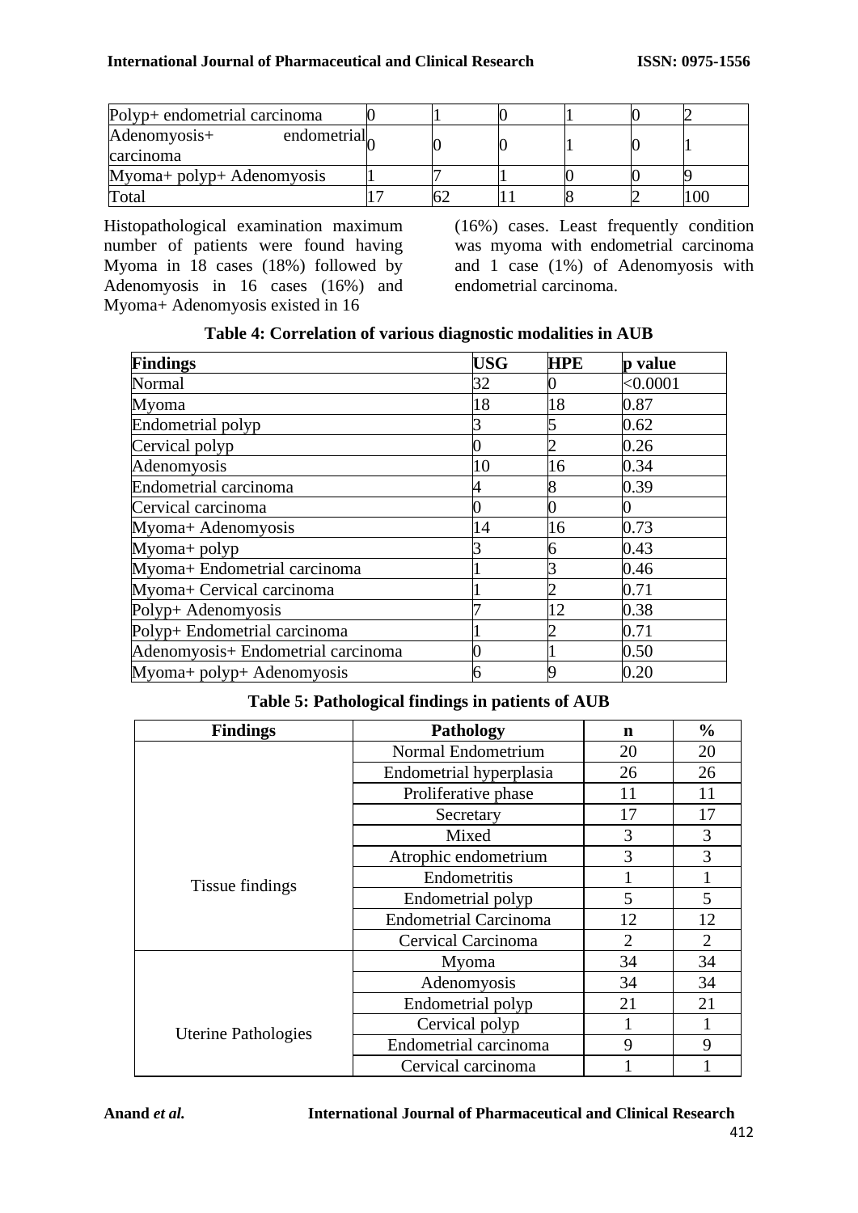| Polyp+ endometrial carcinoma | 0 | 1 | 0 | 1 | 0 | 2 |
|---|---|---|---|---|---|---|
| Adenomyosis+ endometrial carcinoma | 0 | 0 | 0 | 1 | 0 | 1 |
| Myoma+ polyp+ Adenomyosis | 1 | 7 | 1 | 0 | 0 | 9 |
| Total | 17 | 62 | 11 | 8 | 2 | 100 |

Histopathological examination maximum number of patients were found having Myoma in 18 cases (18%) followed by Adenomyosis in 16 cases (16%) and Myoma+ Adenomyosis existed in 16 (16%) cases. Least frequently condition was myoma with endometrial carcinoma and 1 case (1%) of Adenomyosis with endometrial carcinoma.

**Table 4: Correlation of various diagnostic modalities in AUB**

| Findings | USG | HPE | p value |
|---|---|---|---|
| Normal | 32 | 0 | <0.0001 |
| Myoma | 18 | 18 | 0.87 |
| Endometrial polyp | 3 | 5 | 0.62 |
| Cervical polyp | 0 | 2 | 0.26 |
| Adenomyosis | 10 | 16 | 0.34 |
| Endometrial carcinoma | 4 | 8 | 0.39 |
| Cervical carcinoma | 0 | 0 | 0 |
| Myoma+ Adenomyosis | 14 | 16 | 0.73 |
| Myoma+ polyp | 3 | 6 | 0.43 |
| Myoma+ Endometrial carcinoma | 1 | 3 | 0.46 |
| Myoma+ Cervical carcinoma | 1 | 2 | 0.71 |
| Polyp+ Adenomyosis | 7 | 12 | 0.38 |
| Polyp+ Endometrial carcinoma | 1 | 2 | 0.71 |
| Adenomyosis+ Endometrial carcinoma | 0 | 1 | 0.50 |
| Myoma+ polyp+ Adenomyosis | 6 | 9 | 0.20 |

**Table 5: Pathological findings in patients of AUB**

| Findings | Pathology | n | % |
|---|---|---|---|
| Tissue findings | Normal Endometrium | 20 | 20 |
| | Endometrial hyperplasia | 26 | 26 |
| | Proliferative phase | 11 | 11 |
| | Secretary | 17 | 17 |
| | Mixed | 3 | 3 |
| | Atrophic endometrium | 3 | 3 |
| | Endometritis | 1 | 1 |
| | Endometrial polyp | 5 | 5 |
| | Endometrial Carcinoma | 12 | 12 |
| | Cervical Carcinoma | 2 | 2 |
| Uterine Pathologies | Myoma | 34 | 34 |
| | Adenomyosis | 34 | 34 |
| | Endometrial polyp | 21 | 21 |
| | Cervical polyp | 1 | 1 |
| | Endometrial carcinoma | 9 | 9 |
| | Cervical carcinoma | 1 | 1 |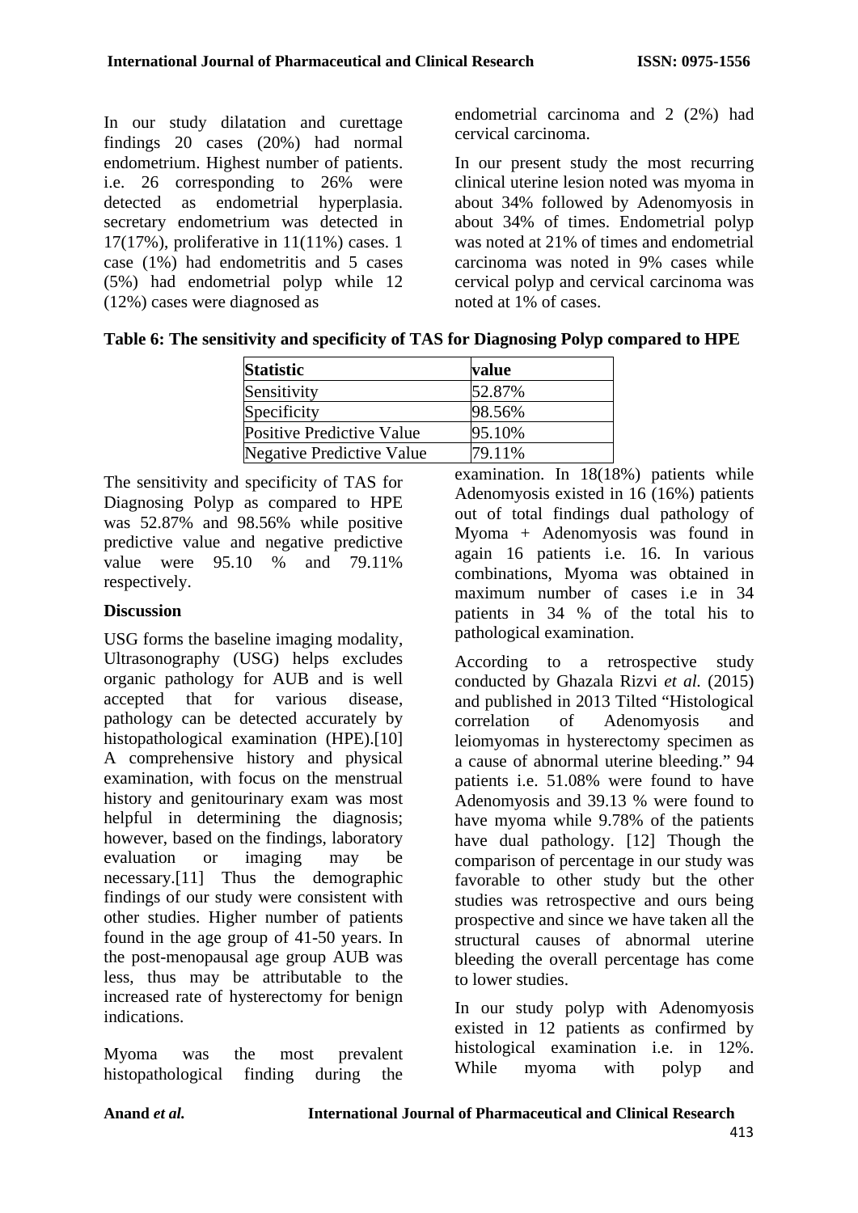In our study dilatation and curettage findings 20 cases (20%) had normal endometrium. Highest number of patients. i.e. 26 corresponding to 26% were detected as endometrial hyperplasia. secretary endometrium was detected in 17(17%), proliferative in 11(11%) cases. 1 case (1%) had endometritis and 5 cases (5%) had endometrial polyp while 12 (12%) cases were diagnosed as endometrial carcinoma and 2 (2%) had cervical carcinoma.

In our present study the most recurring clinical uterine lesion noted was myoma in about 34% followed by Adenomyosis in about 34% of times. Endometrial polyp was noted at 21% of times and endometrial carcinoma was noted in 9% cases while cervical polyp and cervical carcinoma was noted at 1% of cases.

**Table 6: The sensitivity and specificity of TAS for Diagnosing Polyp compared to HPE**

| Statistic | value |
|---|---|
| Sensitivity | 52.87% |
| Specificity | 98.56% |
| Positive Predictive Value | 95.10% |
| Negative Predictive Value | 79.11% |

The sensitivity and specificity of TAS for Diagnosing Polyp as compared to HPE was 52.87% and 98.56% while positive predictive value and negative predictive value were 95.10 % and 79.11% respectively.

## Discussion

USG forms the baseline imaging modality, Ultrasonography (USG) helps excludes organic pathology for AUB and is well accepted that for various disease, pathology can be detected accurately by histopathological examination (HPE).[10] A comprehensive history and physical examination, with focus on the menstrual history and genitourinary exam was most helpful in determining the diagnosis; however, based on the findings, laboratory evaluation or imaging may be necessary.[11] Thus the demographic findings of our study were consistent with other studies. Higher number of patients found in the age group of 41-50 years. In the post-menopausal age group AUB was less, thus may be attributable to the increased rate of hysterectomy for benign indications.

Myoma was the most prevalent histopathological finding during the examination. In 18(18%) patients while Adenomyosis existed in 16 (16%) patients out of total findings dual pathology of Myoma + Adenomyosis was found in again 16 patients i.e. 16. In various combinations, Myoma was obtained in maximum number of cases i.e in 34 patients in 34 % of the total his to pathological examination.

According to a retrospective study conducted by Ghazala Rizvi *et al.* (2015) and published in 2013 Tilted "Histological correlation of Adenomyosis and leiomyomas in hysterectomy specimen as a cause of abnormal uterine bleeding." 94 patients i.e. 51.08% were found to have Adenomyosis and 39.13 % were found to have myoma while 9.78% of the patients have dual pathology. [12] Though the comparison of percentage in our study was favorable to other study but the other studies was retrospective and ours being prospective and since we have taken all the structural causes of abnormal uterine bleeding the overall percentage has come to lower studies.

In our study polyp with Adenomyosis existed in 12 patients as confirmed by histological examination i.e. in 12%. While myoma with polyp and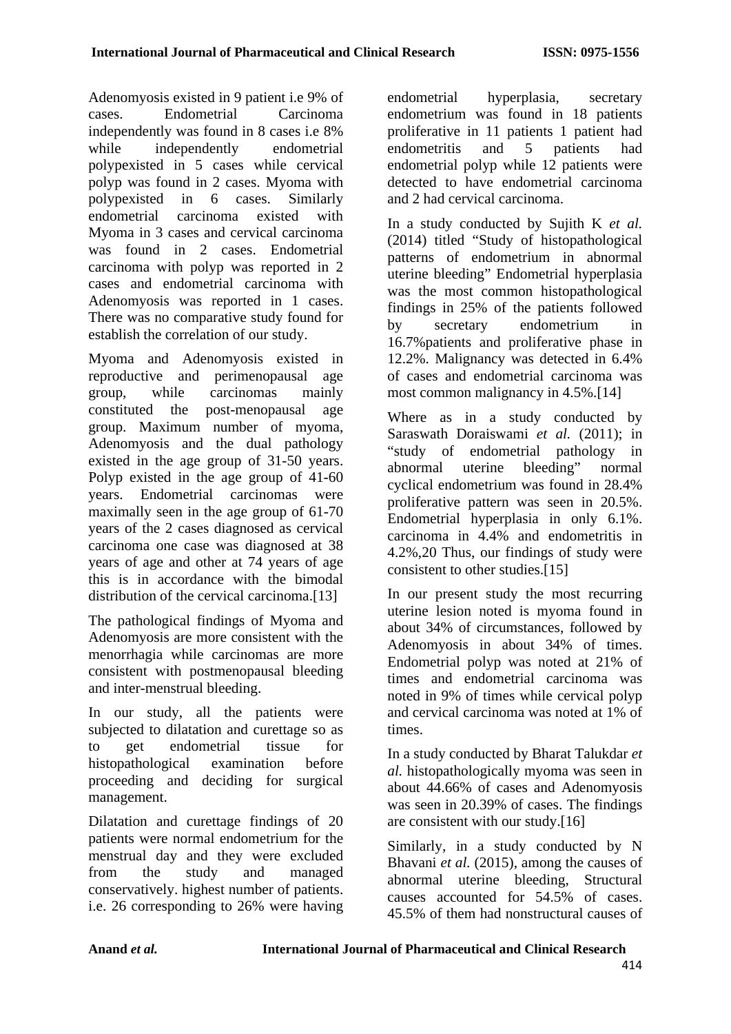Adenomyosis existed in 9 patient i.e 9% of cases. Endometrial Carcinoma independently was found in 8 cases i.e 8% while independently endometrial polypexisted in 5 cases while cervical polyp was found in 2 cases. Myoma with polypexisted in 6 cases. Similarly endometrial carcinoma existed with Myoma in 3 cases and cervical carcinoma was found in 2 cases. Endometrial carcinoma with polyp was reported in 2 cases and endometrial carcinoma with Adenomyosis was reported in 1 cases. There was no comparative study found for establish the correlation of our study.

Myoma and Adenomyosis existed in reproductive and perimenopausal age group, while carcinomas mainly constituted the post-menopausal age group. Maximum number of myoma, Adenomyosis and the dual pathology existed in the age group of 31-50 years. Polyp existed in the age group of 41-60 years. Endometrial carcinomas were maximally seen in the age group of 61-70 years of the 2 cases diagnosed as cervical carcinoma one case was diagnosed at 38 years of age and other at 74 years of age this is in accordance with the bimodal distribution of the cervical carcinoma.[13]

The pathological findings of Myoma and Adenomyosis are more consistent with the menorrhagia while carcinomas are more consistent with postmenopausal bleeding and inter-menstrual bleeding.

In our study, all the patients were subjected to dilatation and curettage so as to get endometrial tissue for histopathological examination before proceeding and deciding for surgical management.

Dilatation and curettage findings of 20 patients were normal endometrium for the menstrual day and they were excluded from the study and managed conservatively. highest number of patients. i.e. 26 corresponding to 26% were having endometrial hyperplasia, secretary endometrium was found in 18 patients proliferative in 11 patients 1 patient had endometritis and 5 patients had endometrial polyp while 12 patients were detected to have endometrial carcinoma and 2 had cervical carcinoma.

In a study conducted by Sujith K *et al.* (2014) titled "Study of histopathological patterns of endometrium in abnormal uterine bleeding" Endometrial hyperplasia was the most common histopathological findings in 25% of the patients followed by secretary endometrium in 16.7%patients and proliferative phase in 12.2%. Malignancy was detected in 6.4% of cases and endometrial carcinoma was most common malignancy in 4.5%.[14]

Where as in a study conducted by Saraswath Doraiswami *et al.* (2011); in "study of endometrial pathology in abnormal uterine bleeding" normal cyclical endometrium was found in 28.4% proliferative pattern was seen in 20.5%. Endometrial hyperplasia in only 6.1%. carcinoma in 4.4% and endometritis in 4.2%,20 Thus, our findings of study were consistent to other studies.[15]

In our present study the most recurring uterine lesion noted is myoma found in about 34% of circumstances, followed by Adenomyosis in about 34% of times. Endometrial polyp was noted at 21% of times and endometrial carcinoma was noted in 9% of times while cervical polyp and cervical carcinoma was noted at 1% of times.

In a study conducted by Bharat Talukdar *et al.* histopathologically myoma was seen in about 44.66% of cases and Adenomyosis was seen in 20.39% of cases. The findings are consistent with our study.[16]

Similarly, in a study conducted by N Bhavani *et al.* (2015), among the causes of abnormal uterine bleeding, Structural causes accounted for 54.5% of cases. 45.5% of them had nonstructural causes of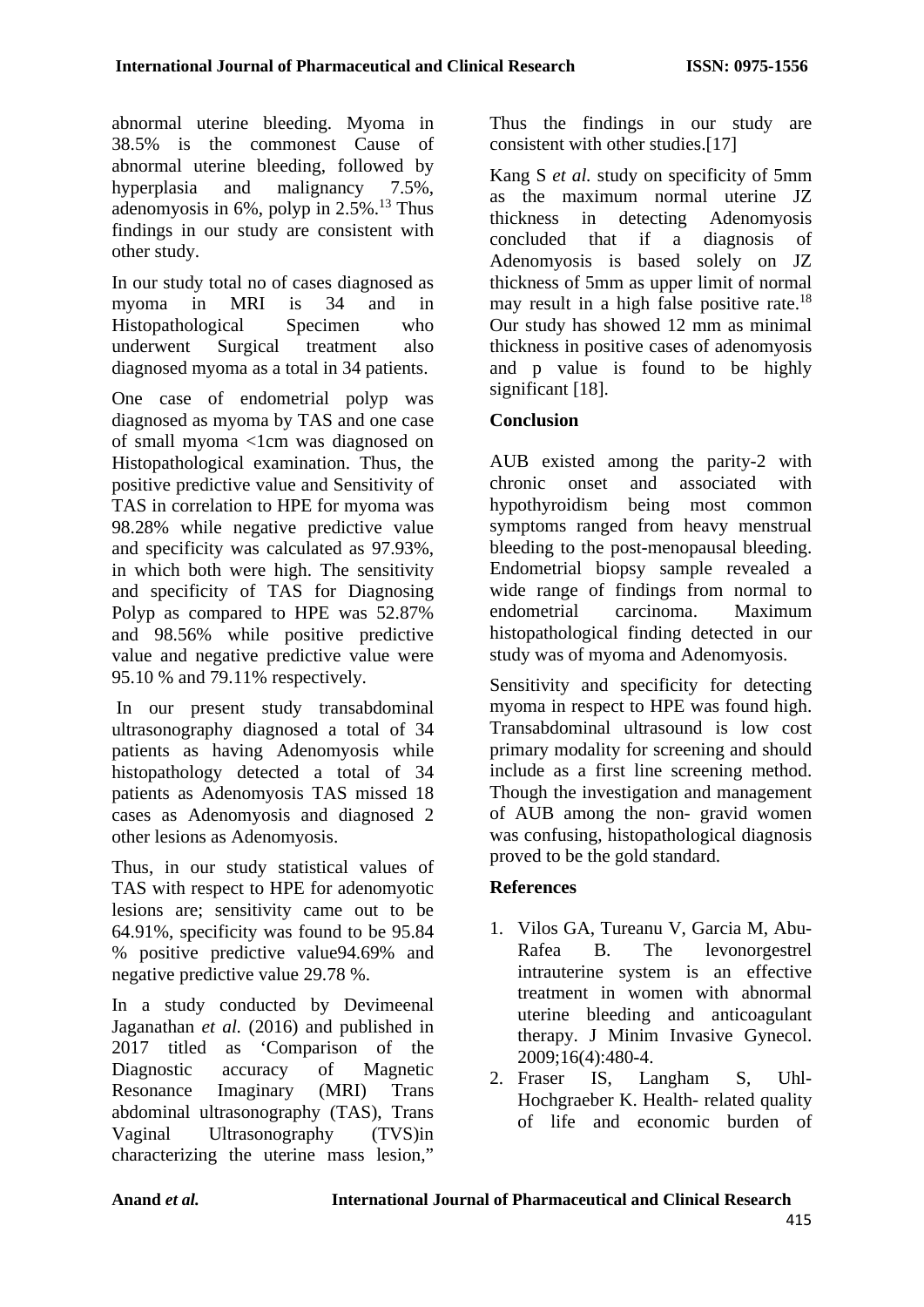abnormal uterine bleeding. Myoma in 38.5% is the commonest Cause of abnormal uterine bleeding, followed by hyperplasia and malignancy 7.5%, adenomyosis in 6%, polyp in 2.5%.[13] Thus findings in our study are consistent with other study.

In our study total no of cases diagnosed as myoma in MRI is 34 and in Histopathological Specimen who underwent Surgical treatment also diagnosed myoma as a total in 34 patients.

One case of endometrial polyp was diagnosed as myoma by TAS and one case of small myoma <1cm was diagnosed on Histopathological examination. Thus, the positive predictive value and Sensitivity of TAS in correlation to HPE for myoma was 98.28% while negative predictive value and specificity was calculated as 97.93%, in which both were high. The sensitivity and specificity of TAS for Diagnosing Polyp as compared to HPE was 52.87% and 98.56% while positive predictive value and negative predictive value were 95.10 % and 79.11% respectively.

In our present study transabdominal ultrasonography diagnosed a total of 34 patients as having Adenomyosis while histopathology detected a total of 34 patients as Adenomyosis TAS missed 18 cases as Adenomyosis and diagnosed 2 other lesions as Adenomyosis.

Thus, in our study statistical values of TAS with respect to HPE for adenomyotic lesions are; sensitivity came out to be 64.91%, specificity was found to be 95.84 % positive predictive value94.69% and negative predictive value 29.78 %.

In a study conducted by Devimeenal Jaganathan *et al.* (2016) and published in 2017 titled as 'Comparison of the Diagnostic accuracy of Magnetic Resonance Imaginary (MRI) Trans abdominal ultrasonography (TAS), Trans Vaginal Ultrasonography (TVS)in characterizing the uterine mass lesion," Thus the findings in our study are consistent with other studies.[17]

Kang S *et al.* study on specificity of 5mm as the maximum normal uterine JZ thickness in detecting Adenomyosis concluded that if a diagnosis of Adenomyosis is based solely on JZ thickness of 5mm as upper limit of normal may result in a high false positive rate.[18] Our study has showed 12 mm as minimal thickness in positive cases of adenomyosis and p value is found to be highly significant [18].

## Conclusion

AUB existed among the parity-2 with chronic onset and associated with hypothyroidism being most common symptoms ranged from heavy menstrual bleeding to the post-menopausal bleeding. Endometrial biopsy sample revealed a wide range of findings from normal to endometrial carcinoma. Maximum histopathological finding detected in our study was of myoma and Adenomyosis.

Sensitivity and specificity for detecting myoma in respect to HPE was found high. Transabdominal ultrasound is low cost primary modality for screening and should include as a first line screening method. Though the investigation and management of AUB among the non- gravid women was confusing, histopathological diagnosis proved to be the gold standard.

## References

1. Vilos GA, Tureanu V, Garcia M, Abu-Rafea B. The levonorgestrel intrauterine system is an effective treatment in women with abnormal uterine bleeding and anticoagulant therapy. J Minim Invasive Gynecol. 2009;16(4):480-4.
2. Fraser IS, Langham S, Uhl-Hochgraeber K. Health- related quality of life and economic burden of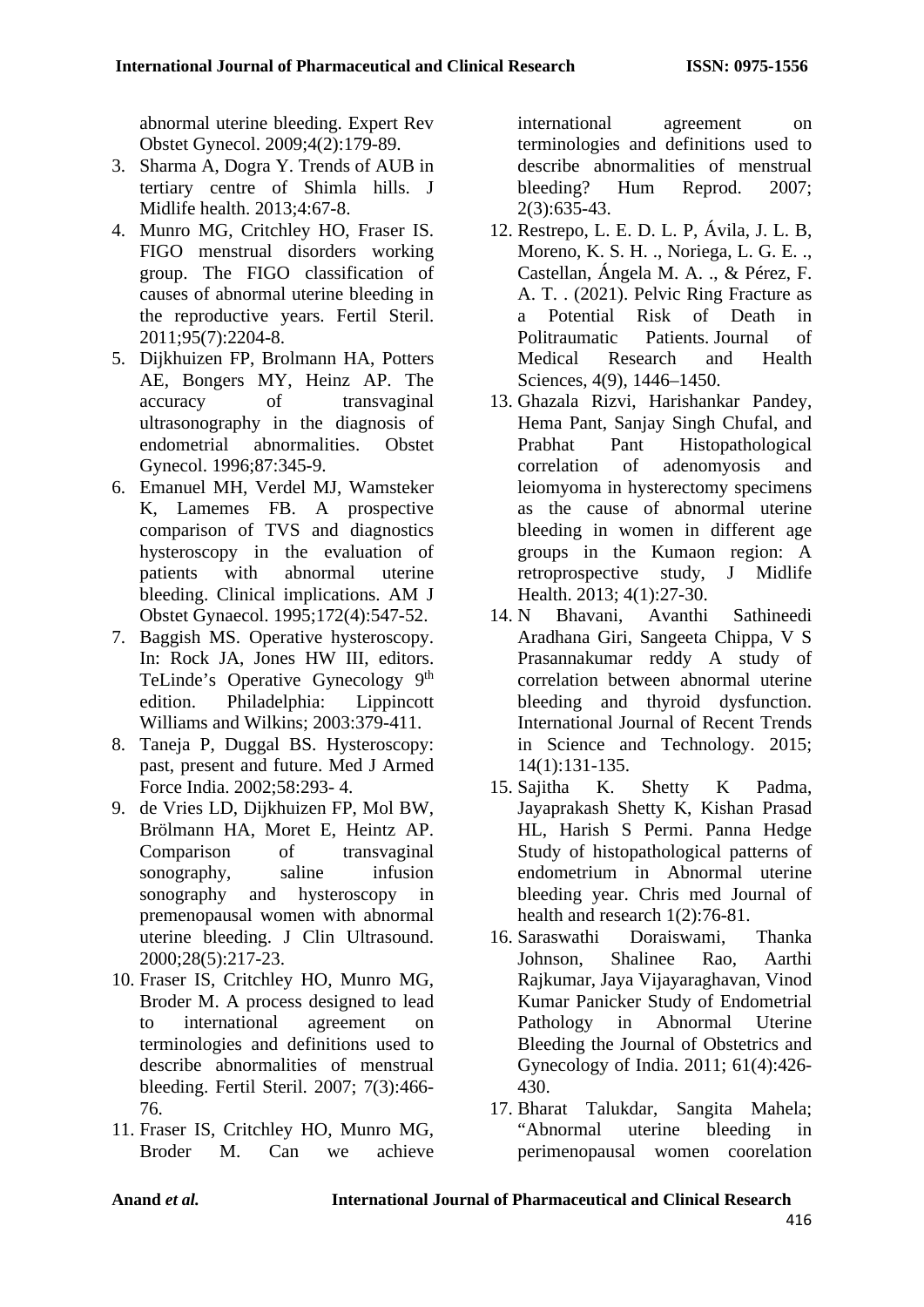abnormal uterine bleeding. Expert Rev Obstet Gynecol. 2009;4(2):179-89.

3. Sharma A, Dogra Y. Trends of AUB in tertiary centre of Shimla hills. J Midlife health. 2013;4:67-8.
4. Munro MG, Critchley HO, Fraser IS. FIGO menstrual disorders working group. The FIGO classification of causes of abnormal uterine bleeding in the reproductive years. Fertil Steril. 2011;95(7):2204-8.
5. Dijkhuizen FP, Brolmann HA, Potters AE, Bongers MY, Heinz AP. The accuracy of transvaginal ultrasonography in the diagnosis of endometrial abnormalities. Obstet Gynecol. 1996;87:345-9.
6. Emanuel MH, Verdel MJ, Wamsteker K, Lamemes FB. A prospective comparison of TVS and diagnostics hysteroscopy in the evaluation of patients with abnormal uterine bleeding. Clinical implications. AM J Obstet Gynaecol. 1995;172(4):547-52.
7. Baggish MS. Operative hysteroscopy. In: Rock JA, Jones HW III, editors. TeLinde's Operative Gynecology 9th edition. Philadelphia: Lippincott Williams and Wilkins; 2003:379-411.
8. Taneja P, Duggal BS. Hysteroscopy: past, present and future. Med J Armed Force India. 2002;58:293- 4.
9. de Vries LD, Dijkhuizen FP, Mol BW, Brölmann HA, Moret E, Heintz AP. Comparison of transvaginal sonography, saline infusion sonography and hysteroscopy in premenopausal women with abnormal uterine bleeding. J Clin Ultrasound. 2000;28(5):217-23.
10. Fraser IS, Critchley HO, Munro MG, Broder M. A process designed to lead to international agreement on terminologies and definitions used to describe abnormalities of menstrual bleeding. Fertil Steril. 2007; 7(3):466-76.
11. Fraser IS, Critchley HO, Munro MG, Broder M. Can we achieve international agreement on terminologies and definitions used to describe abnormalities of menstrual bleeding? Hum Reprod. 2007; 2(3):635-43.
12. Restrepo, L. E. D. L. P, Ávila, J. L. B, Moreno, K. S. H. ., Noriega, L. G. E. ., Castellan, Ángela M. A. ., & Pérez, F. A. T. . (2021). Pelvic Ring Fracture as a Potential Risk of Death in Politraumatic Patients. Journal of Medical Research and Health Sciences, 4(9), 1446–1450.
13. Ghazala Rizvi, Harishankar Pandey, Hema Pant, Sanjay Singh Chufal, and Prabhat Pant Histopathological correlation of adenomyosis and leiomyoma in hysterectomy specimens as the cause of abnormal uterine bleeding in women in different age groups in the Kumaon region: A retroprospective study, J Midlife Health. 2013; 4(1):27-30.
14. N Bhavani, Avanthi Sathineedi Aradhana Giri, Sangeeta Chippa, V S Prasannakumar reddy A study of correlation between abnormal uterine bleeding and thyroid dysfunction. International Journal of Recent Trends in Science and Technology. 2015; 14(1):131-135.
15. Sajitha K. Shetty K Padma, Jayaprakash Shetty K, Kishan Prasad HL, Harish S Permi. Panna Hedge Study of histopathological patterns of endometrium in Abnormal uterine bleeding year. Chris med Journal of health and research 1(2):76-81.
16. Saraswathi Doraiswami, Thanka Johnson, Shalinee Rao, Aarthi Rajkumar, Jaya Vijayaraghavan, Vinod Kumar Panicker Study of Endometrial Pathology in Abnormal Uterine Bleeding the Journal of Obstetrics and Gynecology of India. 2011; 61(4):426-430.
17. Bharat Talukdar, Sangita Mahela; "Abnormal uterine bleeding in perimenopausal women coorelation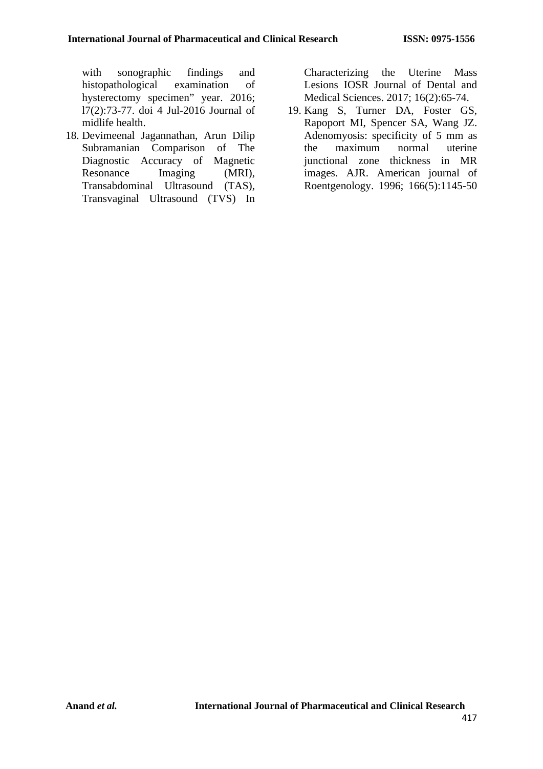with sonographic findings and histopathological examination of hysterectomy specimen" year. 2016; l7(2):73-77. doi 4 Jul-2016 Journal of midlife health.

18. Devimeenal Jagannathan, Arun Dilip Subramanian Comparison of The Diagnostic Accuracy of Magnetic Resonance Imaging (MRI), Transabdominal Ultrasound (TAS), Transvaginal Ultrasound (TVS) In Characterizing the Uterine Mass Lesions IOSR Journal of Dental and Medical Sciences. 2017; 16(2):65-74.
19. Kang S, Turner DA, Foster GS, Rapoport MI, Spencer SA, Wang JZ. Adenomyosis: specificity of 5 mm as the maximum normal uterine junctional zone thickness in MR images. AJR. American journal of Roentgenology. 1996; 166(5):1145-50